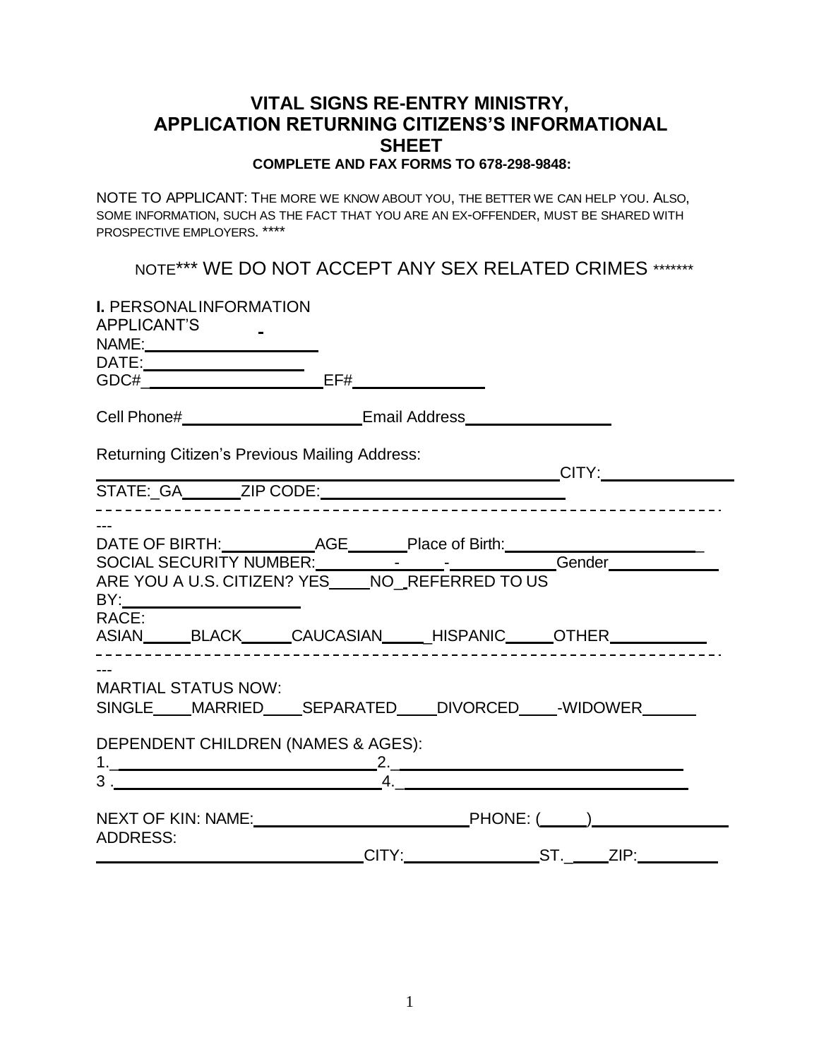# VITAL SIGNS RE-ENTRY MINISTRY, APPLICATION RETURNING CITIZENS'S INFORMATIONAL SHEET

**COMPLETE AND FAX FORMS TO 678-298-9848:**

NOTE TO APPLICANT: THE MORE WE KNOW ABOUT YOU, THE BETTER WE CAN HELP YOU. ALSO, SOME INFORMATION, SUCH AS THE FACT THAT YOU ARE AN EX-OFFENDER, MUST BE SHARED WITH PROSPECTIVE EMPLOYERS. ****

NOTE*** WE DO NOT ACCEPT ANY SEX RELATED CRIMES *******

**I.** PERSONAL INFORMATION

APPLICANT'S NAME:____________________

DATE:___________________

GDC#_____________________EF#_______________

Cell Phone#_____________________Email Address_________________

Returning Citizen's Previous Mailing Address:

_______________________________________________________CITY:________________

STATE:_GA_______ZIP CODE:______________________________

---

DATE OF BIRTH:___________AGE_______Place of Birth:_______________________

SOCIAL SECURITY NUMBER:_________-______-____________Gender_____________

ARE YOU A U.S. CITIZEN? YES_____NO_ REFERRED TO US BY:_____________________

RACE:

ASIAN______BLACK______CAUCASIAN______HISPANIC______OTHER___________

---

MARTIAL STATUS NOW:

SINGLE____MARRIED____SEPARATED____DIVORCED____-WIDOWER______

DEPENDENT CHILDREN (NAMES & AGES):

1.______________________________2.__________________________________

3 .______________________________4.__________________________________

NEXT OF KIN: NAME:_________________________PHONE: (_____)________________

ADDRESS:

________________________________CITY:________________ST._____ZIP:__________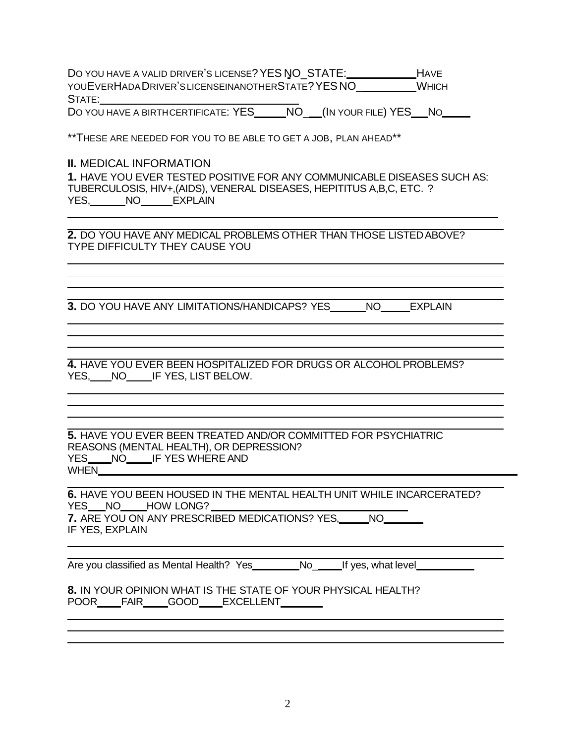DO YOU HAVE A VALID DRIVER'S LICENSE? YES NO STATE:__________ HAVE YOU EVER HAD A DRIVER'S LICENSE IN ANOTHER STATE? YES NO _________ WHICH STATE:______________________________

DO YOU HAVE A BIRTH CERTIFICATE: YES_____ NO__ (IN YOUR FILE) YES__ NO_____

**THESE ARE NEEDED FOR YOU TO BE ABLE TO GET A JOB, PLAN AHEAD**

## II. MEDICAL INFORMATION

**1.** HAVE YOU EVER TESTED POSITIVE FOR ANY COMMUNICABLE DISEASES SUCH AS: TUBERCULOSIS, HIV+,(AIDS), VENERAL DISEASES, HEPITITUS A,B,C, ETC. ?
YES,______ NO_____ EXPLAIN

______________________________________________________________________

**2.** DO YOU HAVE ANY MEDICAL PROBLEMS OTHER THAN THOSE LISTED ABOVE? TYPE DIFFICULTY THEY CAUSE YOU

______________________________________________________________________

______________________________________________________________________

______________________________________________________________________

**3.** DO YOU HAVE ANY LIMITATIONS/HANDICAPS? YES______ NO_____ EXPLAIN

______________________________________________________________________

______________________________________________________________________

______________________________________________________________________

**4.** HAVE YOU EVER BEEN HOSPITALIZED FOR DRUGS OR ALCOHOL PROBLEMS?
YES,____ NO____ IF YES, LIST BELOW.

______________________________________________________________________

______________________________________________________________________

______________________________________________________________________

**5.** HAVE YOU EVER BEEN TREATED AND/OR COMMITTED FOR PSYCHIATRIC REASONS (MENTAL HEALTH), OR DEPRESSION?
YES____ NO____ IF YES WHERE AND
WHEN______________________________________________________________

**6.** HAVE YOU BEEN HOUSED IN THE MENTAL HEALTH UNIT WHILE INCARCERATED?
YES___ NO____ HOW LONG? ______________________________

**7.** ARE YOU ON ANY PRESCRIBED MEDICATIONS? YES,_____ NO_______
IF YES, EXPLAIN

______________________________________________________________________

Are you classified as Mental Health? Yes________ No ____ If yes, what level__________

**8.** IN YOUR OPINION WHAT IS THE STATE OF YOUR PHYSICAL HEALTH?
POOR____ FAIR____ GOOD____ EXCELLENT_______

______________________________________________________________________

______________________________________________________________________

______________________________________________________________________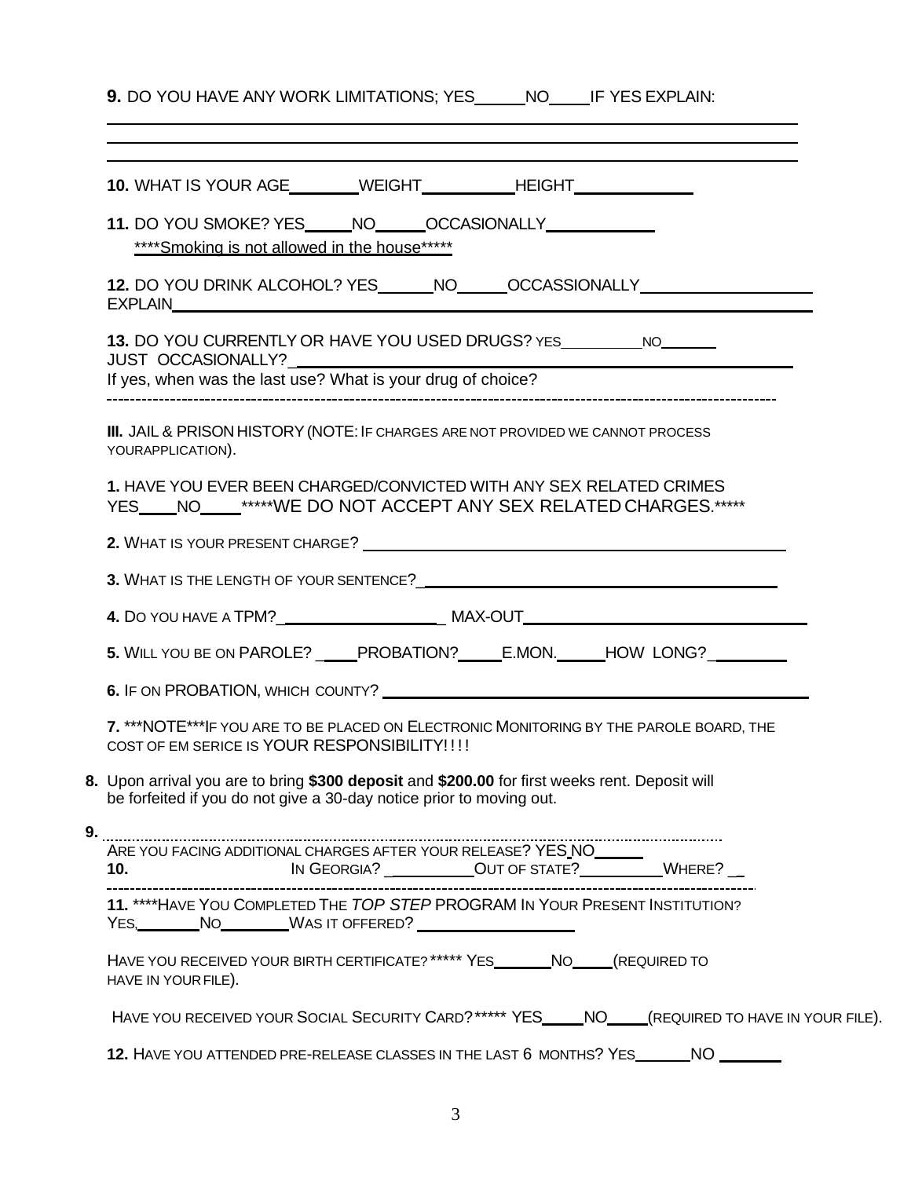**9.** DO YOU HAVE ANY WORK LIMITATIONS; YES______ NO_____ IF YES EXPLAIN:

______________________________________________________________________________

______________________________________________________________________________

______________________________________________________________________________

**10.** WHAT IS YOUR AGE________ WEIGHT__________ HEIGHT_____________

**11.** DO YOU SMOKE? YES_____ NO_____ OCCASIONALLY____________

****Smoking is not allowed in the house*****

**12.** DO YOU DRINK ALCOHOL? YES______ NO______ OCCASSIONALLY___________________ EXPLAIN______________________________________________________________________

**13.** DO YOU CURRENTLY OR HAVE YOU USED DRUGS? YES__________ NO_______ JUST OCCASIONALLY?_______________________________________________________

If yes, when was the last use? What is your drug of choice?

---

**III.** JAIL & PRISON HISTORY (NOTE: IF CHARGES ARE NOT PROVIDED WE CANNOT PROCESS YOURAPPLICATION).

**1.** HAVE YOU EVER BEEN CHARGED/CONVICTED WITH ANY SEX RELATED CRIMES YES____ NO____ *****WE DO NOT ACCEPT ANY SEX RELATED CHARGES.*****

**2.** WHAT IS YOUR PRESENT CHARGE? ______________________________________________

**3.** WHAT IS THE LENGTH OF YOUR SENTENCE?_________________________________________

**4.** DO YOU HAVE A TPM?__________________ MAX-OUT______________________________

**5.** WILL YOU BE ON PAROLE? ____ PROBATION?_____ E.MON._____ HOW LONG?_________

**6.** IF ON PROBATION, WHICH COUNTY? ____________________________________________

**7.** ***NOTE***IF YOU ARE TO BE PLACED ON ELECTRONIC MONITORING BY THE PAROLE BOARD, THE COST OF EM SERICE IS YOUR RESPONSIBILITY!!!!

**8.** Upon arrival you are to bring **$300 deposit** and **$200.00** for first weeks rent. Deposit will be forfeited if you do not give a 30-day notice prior to moving out.

**9.** ............................................................................................................................

ARE YOU FACING ADDITIONAL CHARGES AFTER YOUR RELEASE? YES NO_____

**10.** IN GEORGIA? __________ OUT OF STATE?__________ WHERE? __

---

**11.** ****HAVE YOU COMPLETED THE *TOP STEP* PROGRAM IN YOUR PRESENT INSTITUTION? YES________ NO________ WAS IT OFFERED? __________________

HAVE YOU RECEIVED YOUR BIRTH CERTIFICATE? ***** YES_______ NO_____ (REQUIRED TO HAVE IN YOUR FILE).

HAVE YOU RECEIVED YOUR SOCIAL SECURITY CARD? ***** YES_____ NO_____ (REQUIRED TO HAVE IN YOUR FILE).

**12.** HAVE YOU ATTENDED PRE-RELEASE CLASSES IN THE LAST 6 MONTHS? YES_______ NO _______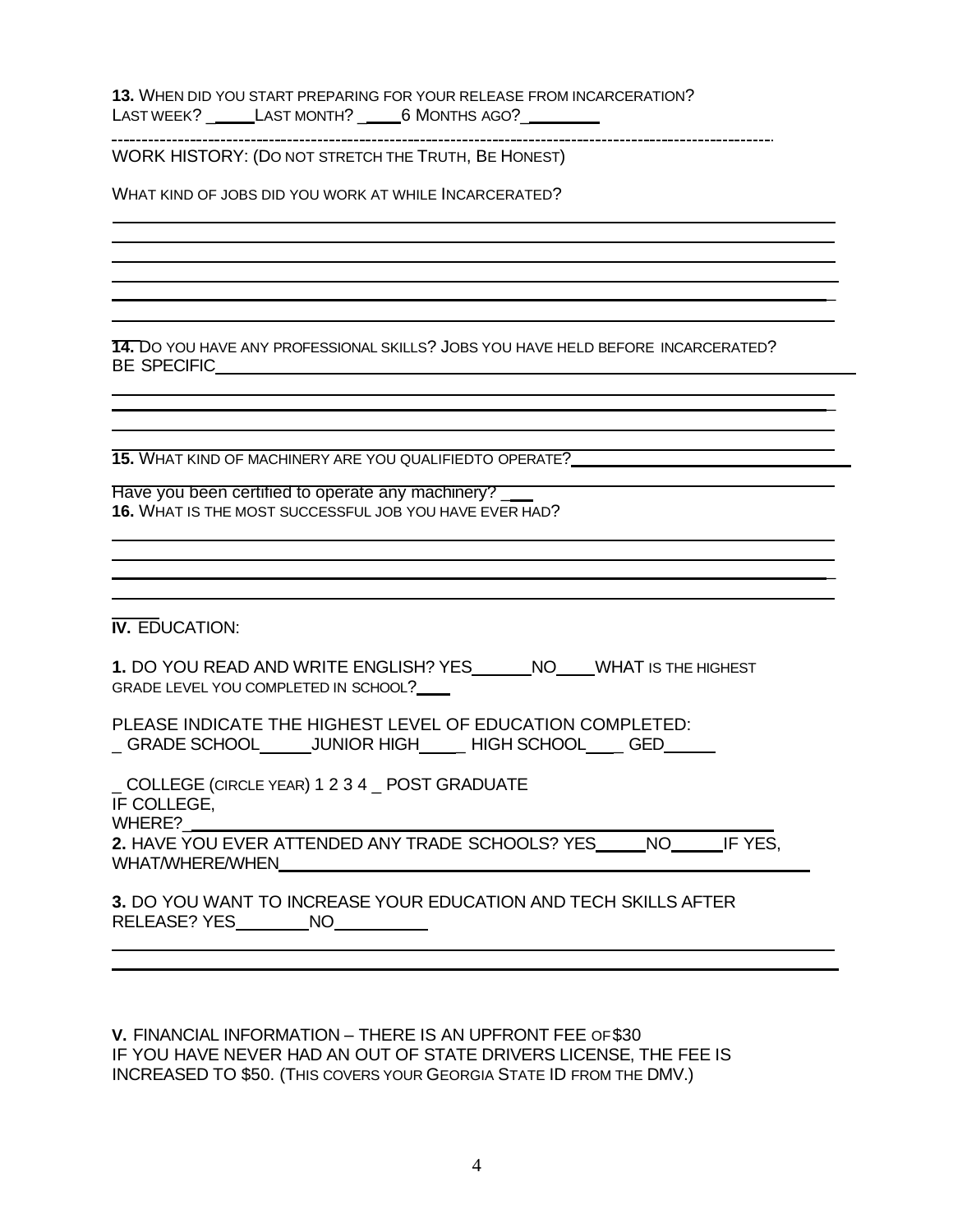**13.** WHEN DID YOU START PREPARING FOR YOUR RELEASE FROM INCARCERATION?
LAST WEEK? _____ LAST MONTH? _____ 6 MONTHS AGO? ________

---

WORK HISTORY: (DO NOT STRETCH THE TRUTH, BE HONEST)

WHAT KIND OF JOBS DID YOU WORK AT WHILE INCARCERATED?

**14.** DO YOU HAVE ANY PROFESSIONAL SKILLS? JOBS YOU HAVE HELD BEFORE INCARCERATED? BE SPECIFIC

**15.** WHAT KIND OF MACHINERY ARE YOU QUALIFIEDTO OPERATE?

Have you been certified to operate any machinery? ___

**16.** WHAT IS THE MOST SUCCESSFUL JOB YOU HAVE EVER HAD?

**IV.** EDUCATION:

**1.** DO YOU READ AND WRITE ENGLISH? YES______ NO____ WHAT IS THE HIGHEST GRADE LEVEL YOU COMPLETED IN SCHOOL?____

PLEASE INDICATE THE HIGHEST LEVEL OF EDUCATION COMPLETED:
_ GRADE SCHOOL_____ JUNIOR HIGH_____ HIGH SCHOOL____ GED_____

_ COLLEGE (CIRCLE YEAR) 1 2 3 4 _ POST GRADUATE
IF COLLEGE,
WHERE? ________

**2.** HAVE YOU EVER ATTENDED ANY TRADE SCHOOLS? YES_____ NO_____ IF YES, WHAT/WHERE/WHEN________

**3.** DO YOU WANT TO INCREASE YOUR EDUCATION AND TECH SKILLS AFTER RELEASE? YES________ NO__________

**V.** FINANCIAL INFORMATION – THERE IS AN UPFRONT FEE OF $30
IF YOU HAVE NEVER HAD AN OUT OF STATE DRIVERS LICENSE, THE FEE IS INCREASED TO $50. (THIS COVERS YOUR GEORGIA STATE ID FROM THE DMV.)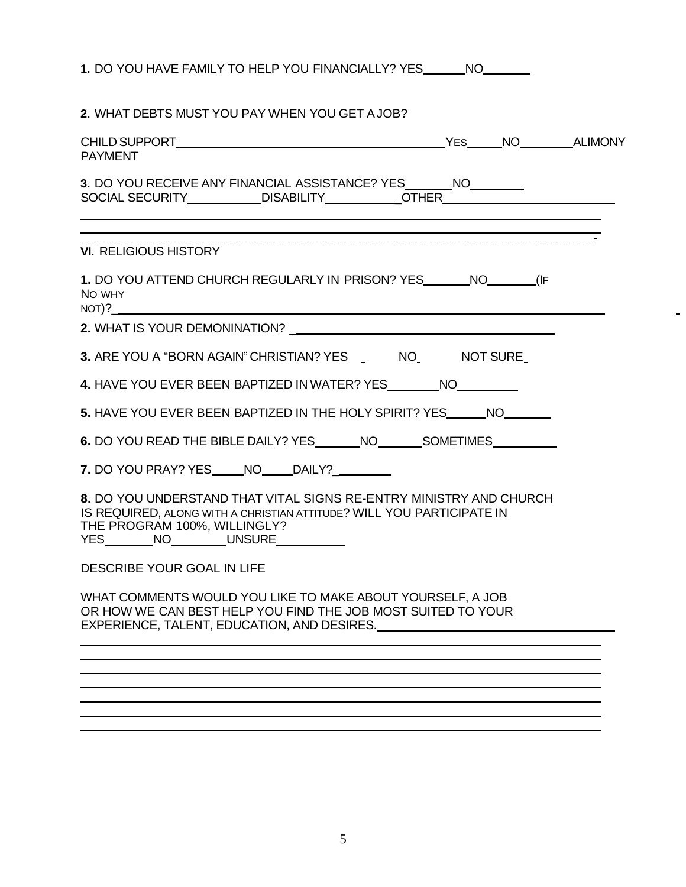**1.** DO YOU HAVE FAMILY TO HELP YOU FINANCIALLY? YES______NO_______

**2.** WHAT DEBTS MUST YOU PAY WHEN YOU GET A JOB?

CHILD SUPPORT________________________________________YES_____NO________ALIMONY PAYMENT

**3.** DO YOU RECEIVE ANY FINANCIAL ASSISTANCE? YES_______NO________
SOCIAL SECURITY___________DISABILITY__________OTHER________________________

______________________________________________________________________________

______________________________________________________________________________

## VI. RELIGIOUS HISTORY

**1.** DO YOU ATTEND CHURCH REGULARLY IN PRISON? YES_______NO_______(IF NO WHY NOT)?_________________________________________________________________________

**2.** WHAT IS YOUR DEMONINATION? _______________________________________

**3.** ARE YOU A "BORN AGAIN" CHRISTIAN? YES _ NO_ NOT SURE_

**4.** HAVE YOU EVER BEEN BAPTIZED IN WATER? YES________NO_________

**5.** HAVE YOU EVER BEEN BAPTIZED IN THE HOLY SPIRIT? YES______NO_______

**6.** DO YOU READ THE BIBLE DAILY? YES_______NO_______SOMETIMES__________

**7.** DO YOU PRAY? YES_____NO_____DAILY?________

**8.** DO YOU UNDERSTAND THAT VITAL SIGNS RE-ENTRY MINISTRY AND CHURCH IS REQUIRED, ALONG WITH A CHRISTIAN ATTITUDE? WILL YOU PARTICIPATE IN THE PROGRAM 100%, WILLINGLY?
YES________NO_________UNSURE__________

DESCRIBE YOUR GOAL IN LIFE

WHAT COMMENTS WOULD YOU LIKE TO MAKE ABOUT YOURSELF, A JOB OR HOW WE CAN BEST HELP YOU FIND THE JOB MOST SUITED TO YOUR EXPERIENCE, TALENT, EDUCATION, AND DESIRES.____________________________________

______________________________________________________________________________

______________________________________________________________________________

______________________________________________________________________________

______________________________________________________________________________

______________________________________________________________________________

______________________________________________________________________________

______________________________________________________________________________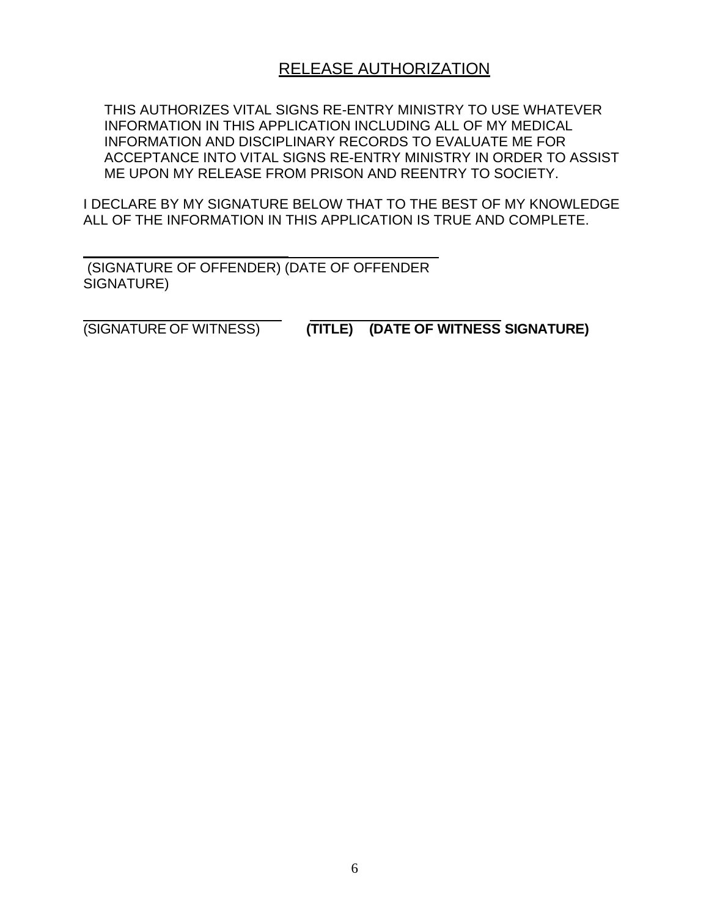## RELEASE AUTHORIZATION

THIS AUTHORIZES VITAL SIGNS RE-ENTRY MINISTRY TO USE WHATEVER INFORMATION IN THIS APPLICATION INCLUDING ALL OF MY MEDICAL INFORMATION AND DISCIPLINARY RECORDS TO EVALUATE ME FOR ACCEPTANCE INTO VITAL SIGNS RE-ENTRY MINISTRY IN ORDER TO ASSIST ME UPON MY RELEASE FROM PRISON AND REENTRY TO SOCIETY.

I DECLARE BY MY SIGNATURE BELOW THAT TO THE BEST OF MY KNOWLEDGE ALL OF THE INFORMATION IN THIS APPLICATION IS TRUE AND COMPLETE.

\_\_\_\_\_\_\_\_\_\_\_\_\_\_\_\_\_\_\_\_\_\_\_\_\_\_\_\_\_\_\_\_\_\_\_\_\_\_\_\_\_\_\_\_\_\_

(SIGNATURE OF OFFENDER) (DATE OF OFFENDER SIGNATURE)

\_\_\_\_\_\_\_\_\_\_\_\_\_\_\_\_\_\_\_\_\_\_\_\_\_\_ \_\_\_\_\_\_\_\_\_\_\_\_\_\_\_\_\_\_\_\_\_\_\_\_\_\_

(SIGNATURE OF WITNESS) **(TITLE) (DATE OF WITNESS SIGNATURE)**